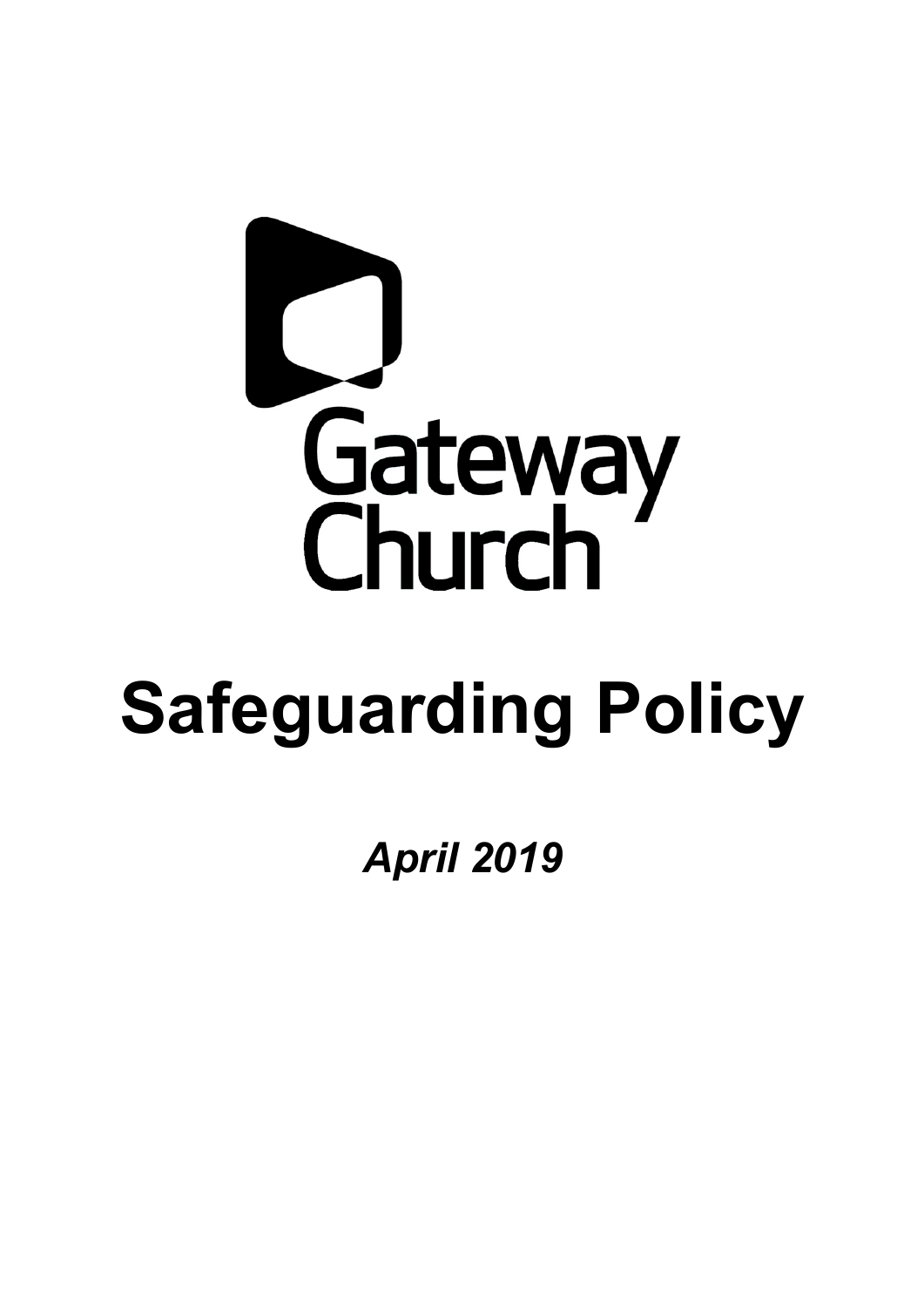Gateway Church

# Safeguarding Policy

***April 2019***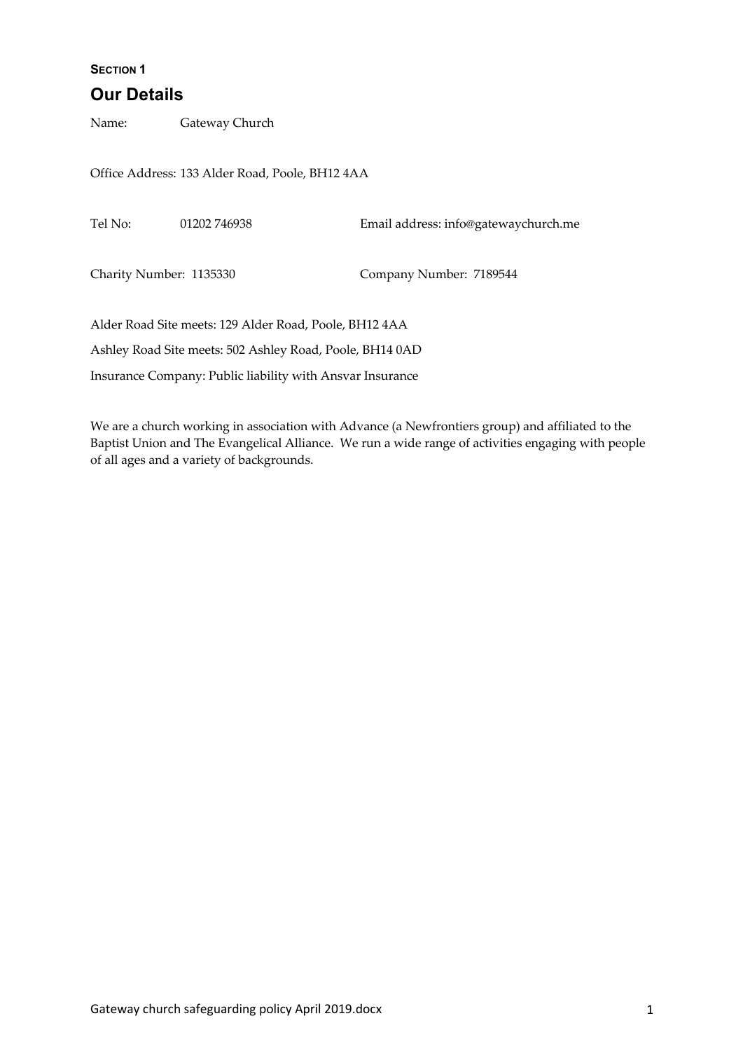**SECTION 1**

## Our Details

Name: Gateway Church

Office Address: 133 Alder Road, Poole, BH12 4AA

Tel No: 01202 746938 Email address: info@gatewaychurch.me

Charity Number: 1135330 Company Number: 7189544

Alder Road Site meets: 129 Alder Road, Poole, BH12 4AA

Ashley Road Site meets: 502 Ashley Road, Poole, BH14 0AD

Insurance Company: Public liability with Ansvar Insurance

We are a church working in association with Advance (a Newfrontiers group) and affiliated to the Baptist Union and The Evangelical Alliance. We run a wide range of activities engaging with people of all ages and a variety of backgrounds.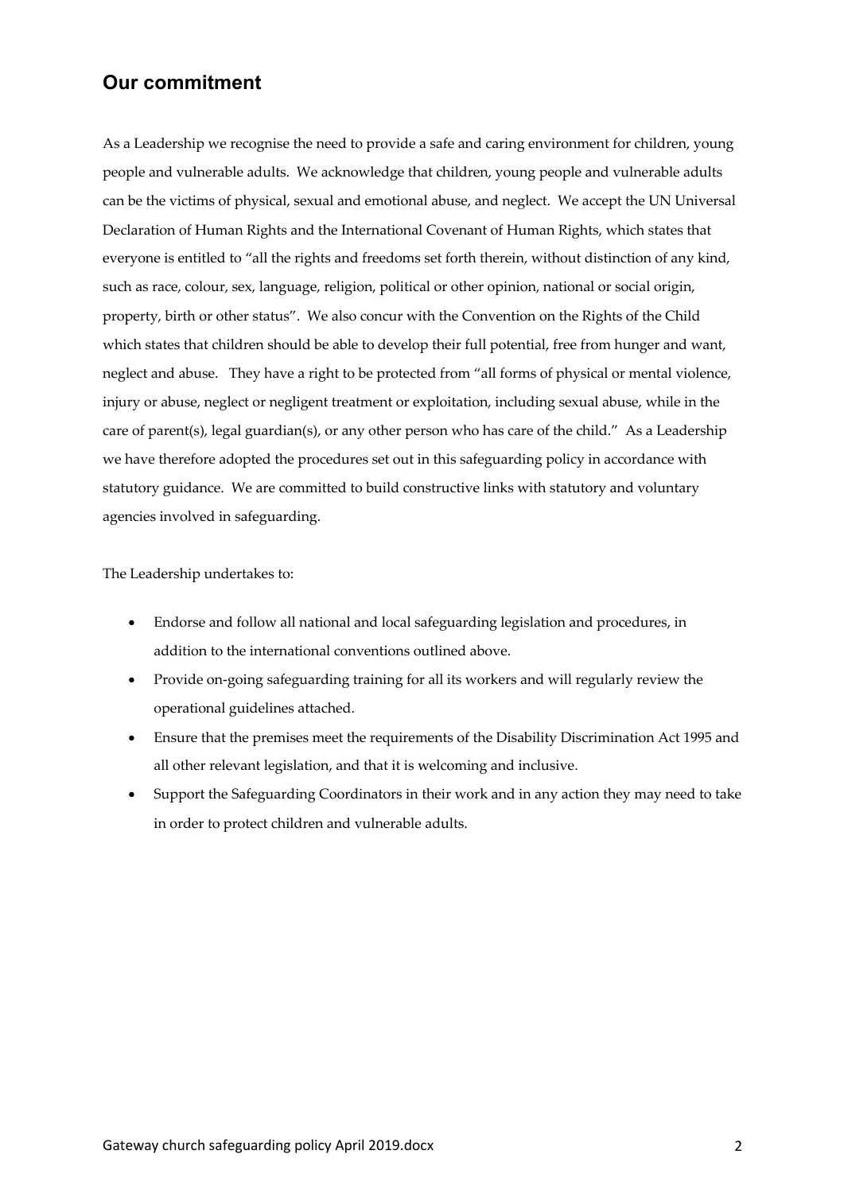## Our commitment

As a Leadership we recognise the need to provide a safe and caring environment for children, young people and vulnerable adults. We acknowledge that children, young people and vulnerable adults can be the victims of physical, sexual and emotional abuse, and neglect. We accept the UN Universal Declaration of Human Rights and the International Covenant of Human Rights, which states that everyone is entitled to "all the rights and freedoms set forth therein, without distinction of any kind, such as race, colour, sex, language, religion, political or other opinion, national or social origin, property, birth or other status". We also concur with the Convention on the Rights of the Child which states that children should be able to develop their full potential, free from hunger and want, neglect and abuse. They have a right to be protected from "all forms of physical or mental violence, injury or abuse, neglect or negligent treatment or exploitation, including sexual abuse, while in the care of parent(s), legal guardian(s), or any other person who has care of the child." As a Leadership we have therefore adopted the procedures set out in this safeguarding policy in accordance with statutory guidance. We are committed to build constructive links with statutory and voluntary agencies involved in safeguarding.

The Leadership undertakes to:

- Endorse and follow all national and local safeguarding legislation and procedures, in addition to the international conventions outlined above.
- Provide on-going safeguarding training for all its workers and will regularly review the operational guidelines attached.
- Ensure that the premises meet the requirements of the Disability Discrimination Act 1995 and all other relevant legislation, and that it is welcoming and inclusive.
- Support the Safeguarding Coordinators in their work and in any action they may need to take in order to protect children and vulnerable adults.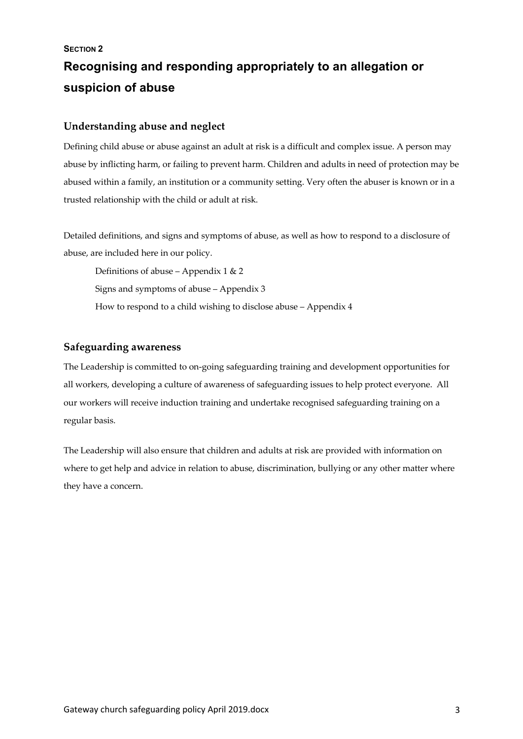**SECTION 2**

# Recognising and responding appropriately to an allegation or suspicion of abuse

## Understanding abuse and neglect

Defining child abuse or abuse against an adult at risk is a difficult and complex issue. A person may abuse by inflicting harm, or failing to prevent harm. Children and adults in need of protection may be abused within a family, an institution or a community setting. Very often the abuser is known or in a trusted relationship with the child or adult at risk.

Detailed definitions, and signs and symptoms of abuse, as well as how to respond to a disclosure of abuse, are included here in our policy.

Definitions of abuse – Appendix 1 & 2

Signs and symptoms of abuse – Appendix 3

How to respond to a child wishing to disclose abuse – Appendix 4

## Safeguarding awareness

The Leadership is committed to on-going safeguarding training and development opportunities for all workers, developing a culture of awareness of safeguarding issues to help protect everyone. All our workers will receive induction training and undertake recognised safeguarding training on a regular basis.

The Leadership will also ensure that children and adults at risk are provided with information on where to get help and advice in relation to abuse, discrimination, bullying or any other matter where they have a concern.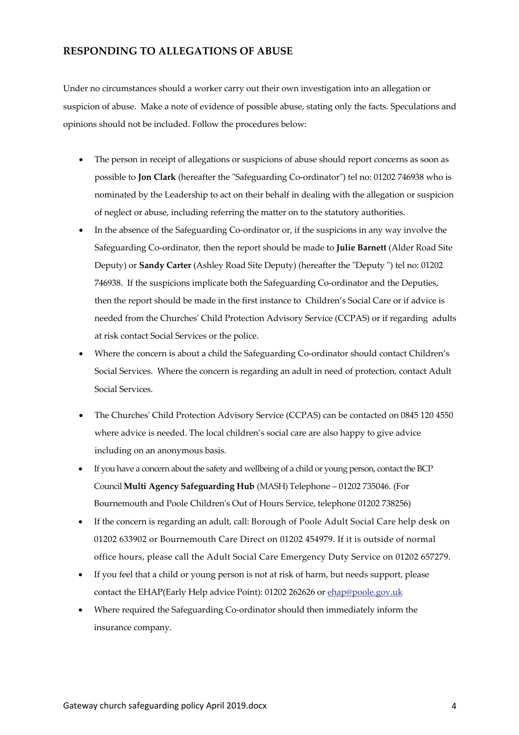## RESPONDING TO ALLEGATIONS OF ABUSE

Under no circumstances should a worker carry out their own investigation into an allegation or suspicion of abuse. Make a note of evidence of possible abuse, stating only the facts. Speculations and opinions should not be included. Follow the procedures below:

- The person in receipt of allegations or suspicions of abuse should report concerns as soon as possible to **Jon Clark** (hereafter the "Safeguarding Co-ordinator") tel no: 01202 746938 who is nominated by the Leadership to act on their behalf in dealing with the allegation or suspicion of neglect or abuse, including referring the matter on to the statutory authorities.
- In the absence of the Safeguarding Co-ordinator or, if the suspicions in any way involve the Safeguarding Co-ordinator, then the report should be made to **Julie Barnett** (Alder Road Site Deputy) or **Sandy Carter** (Ashley Road Site Deputy) (hereafter the "Deputy ") tel no: 01202 746938. If the suspicions implicate both the Safeguarding Co-ordinator and the Deputies, then the report should be made in the first instance to Children's Social Care or if advice is needed from the Churches' Child Protection Advisory Service (CCPAS) or if regarding adults at risk contact Social Services or the police.
- Where the concern is about a child the Safeguarding Co-ordinator should contact Children's Social Services. Where the concern is regarding an adult in need of protection, contact Adult Social Services.
- The Churches' Child Protection Advisory Service (CCPAS) can be contacted on 0845 120 4550 where advice is needed. The local children's social care are also happy to give advice including on an anonymous basis.
- If you have a concern about the safety and wellbeing of a child or young person, contact the BCP Council **Multi Agency Safeguarding Hub** (MASH) Telephone – 01202 735046. (For Bournemouth and Poole Children's Out of Hours Service, telephone 01202 738256)
- If the concern is regarding an adult, call: Borough of Poole Adult Social Care help desk on 01202 633902 or Bournemouth Care Direct on 01202 454979. If it is outside of normal office hours, please call the Adult Social Care Emergency Duty Service on 01202 657279.
- If you feel that a child or young person is not at risk of harm, but needs support, please contact the EHAP(Early Help advice Point): 01202 262626 or ehap@poole.gov.uk
- Where required the Safeguarding Co-ordinator should then immediately inform the insurance company.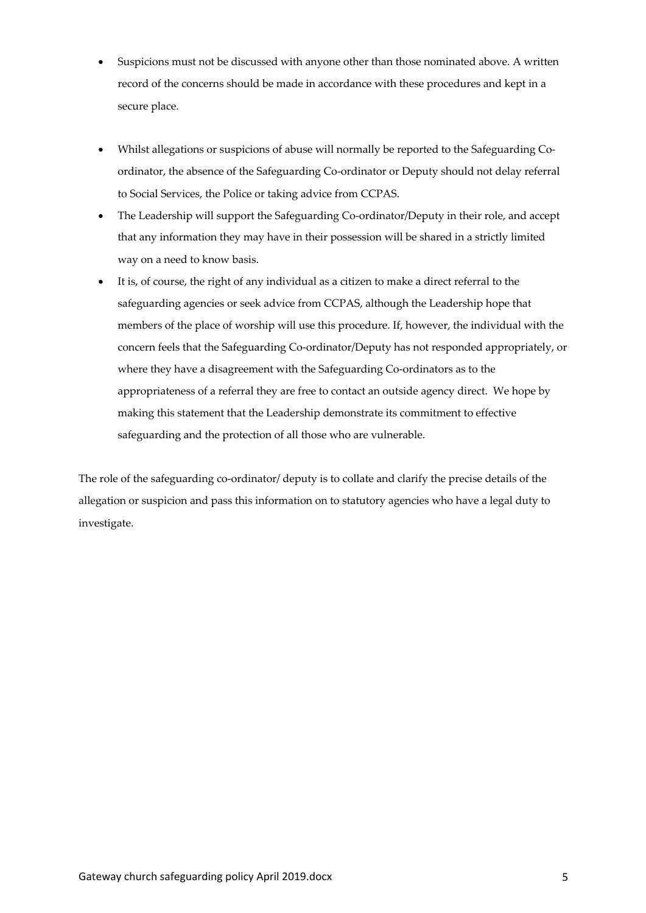- Suspicions must not be discussed with anyone other than those nominated above. A written record of the concerns should be made in accordance with these procedures and kept in a secure place.

- Whilst allegations or suspicions of abuse will normally be reported to the Safeguarding Co-ordinator, the absence of the Safeguarding Co-ordinator or Deputy should not delay referral to Social Services, the Police or taking advice from CCPAS.
- The Leadership will support the Safeguarding Co-ordinator/Deputy in their role, and accept that any information they may have in their possession will be shared in a strictly limited way on a need to know basis.
- It is, of course, the right of any individual as a citizen to make a direct referral to the safeguarding agencies or seek advice from CCPAS, although the Leadership hope that members of the place of worship will use this procedure. If, however, the individual with the concern feels that the Safeguarding Co-ordinator/Deputy has not responded appropriately, or where they have a disagreement with the Safeguarding Co-ordinators as to the appropriateness of a referral they are free to contact an outside agency direct. We hope by making this statement that the Leadership demonstrate its commitment to effective safeguarding and the protection of all those who are vulnerable.

The role of the safeguarding co-ordinator/ deputy is to collate and clarify the precise details of the allegation or suspicion and pass this information on to statutory agencies who have a legal duty to investigate.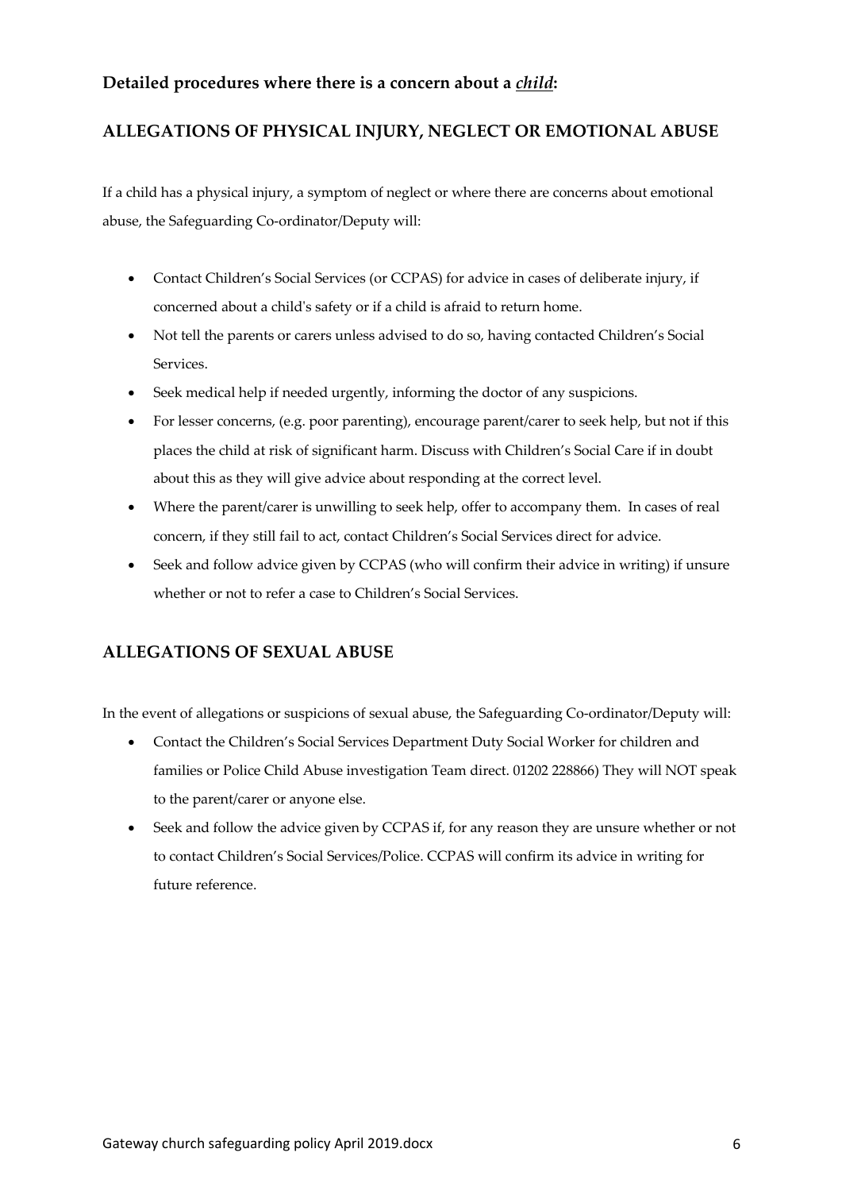### Detailed procedures where there is a concern about a ***child***:

## ALLEGATIONS OF PHYSICAL INJURY, NEGLECT OR EMOTIONAL ABUSE

If a child has a physical injury, a symptom of neglect or where there are concerns about emotional abuse, the Safeguarding Co-ordinator/Deputy will:

- Contact Children's Social Services (or CCPAS) for advice in cases of deliberate injury, if concerned about a child's safety or if a child is afraid to return home.
- Not tell the parents or carers unless advised to do so, having contacted Children's Social Services.
- Seek medical help if needed urgently, informing the doctor of any suspicions.
- For lesser concerns, (e.g. poor parenting), encourage parent/carer to seek help, but not if this places the child at risk of significant harm. Discuss with Children's Social Care if in doubt about this as they will give advice about responding at the correct level.
- Where the parent/carer is unwilling to seek help, offer to accompany them. In cases of real concern, if they still fail to act, contact Children's Social Services direct for advice.
- Seek and follow advice given by CCPAS (who will confirm their advice in writing) if unsure whether or not to refer a case to Children's Social Services.

## ALLEGATIONS OF SEXUAL ABUSE

In the event of allegations or suspicions of sexual abuse, the Safeguarding Co-ordinator/Deputy will:

- Contact the Children's Social Services Department Duty Social Worker for children and families or Police Child Abuse investigation Team direct. 01202 228866) They will NOT speak to the parent/carer or anyone else.
- Seek and follow the advice given by CCPAS if, for any reason they are unsure whether or not to contact Children's Social Services/Police. CCPAS will confirm its advice in writing for future reference.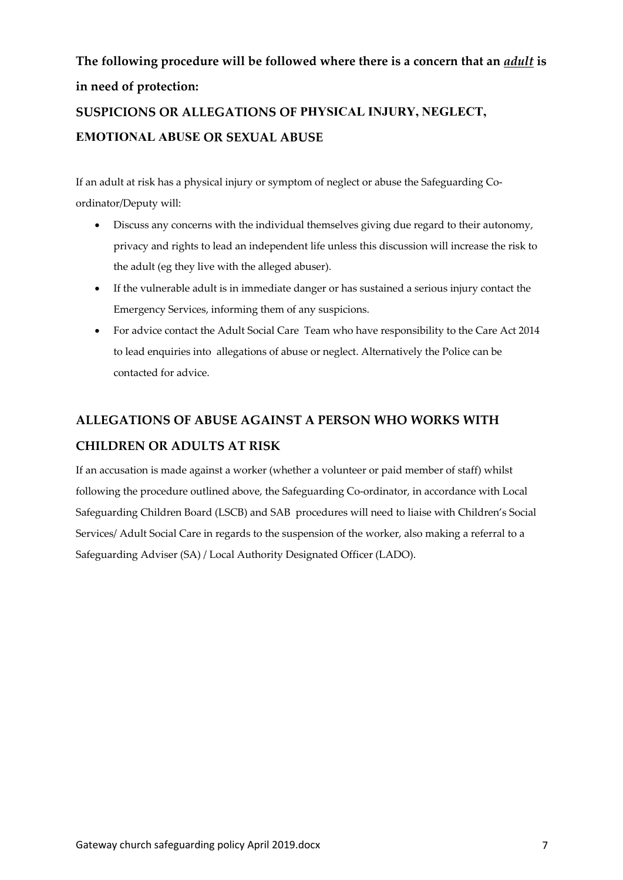**The following procedure will be followed where there is a concern that an *adult* is in need of protection:**

**SUSPICIONS OR ALLEGATIONS OF PHYSICAL INJURY, NEGLECT, EMOTIONAL ABUSE OR SEXUAL ABUSE**

If an adult at risk has a physical injury or symptom of neglect or abuse the Safeguarding Co-ordinator/Deputy will:

- Discuss any concerns with the individual themselves giving due regard to their autonomy, privacy and rights to lead an independent life unless this discussion will increase the risk to the adult (eg they live with the alleged abuser).
- If the vulnerable adult is in immediate danger or has sustained a serious injury contact the Emergency Services, informing them of any suspicions.
- For advice contact the Adult Social Care Team who have responsibility to the Care Act 2014 to lead enquiries into allegations of abuse or neglect. Alternatively the Police can be contacted for advice.

## ALLEGATIONS OF ABUSE AGAINST A PERSON WHO WORKS WITH CHILDREN OR ADULTS AT RISK

If an accusation is made against a worker (whether a volunteer or paid member of staff) whilst following the procedure outlined above, the Safeguarding Co-ordinator, in accordance with Local Safeguarding Children Board (LSCB) and SAB procedures will need to liaise with Children's Social Services/ Adult Social Care in regards to the suspension of the worker, also making a referral to a Safeguarding Adviser (SA) / Local Authority Designated Officer (LADO).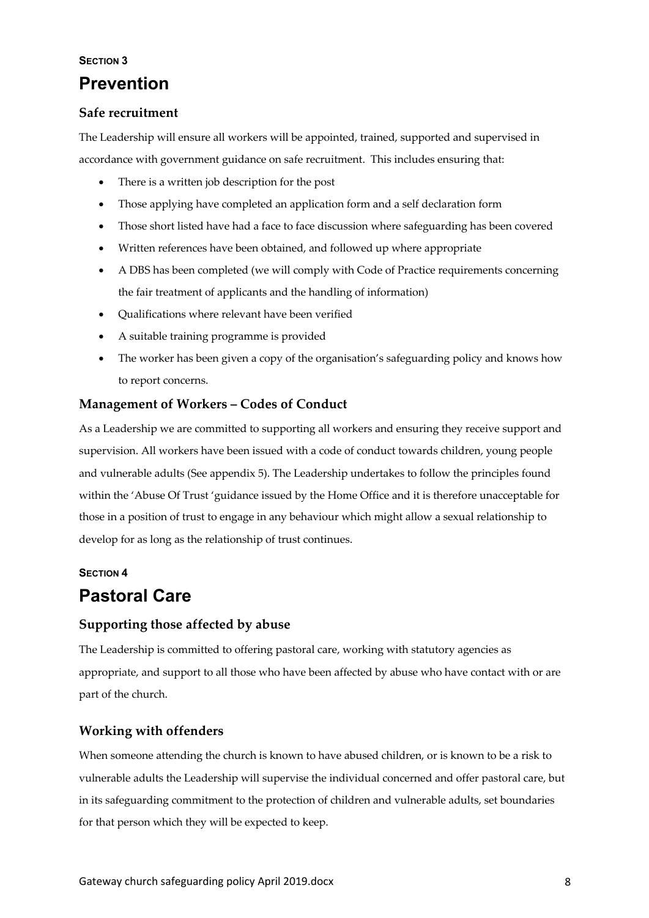**SECTION 3**

# Prevention

### Safe recruitment

The Leadership will ensure all workers will be appointed, trained, supported and supervised in accordance with government guidance on safe recruitment. This includes ensuring that:

- There is a written job description for the post
- Those applying have completed an application form and a self declaration form
- Those short listed have had a face to face discussion where safeguarding has been covered
- Written references have been obtained, and followed up where appropriate
- A DBS has been completed (we will comply with Code of Practice requirements concerning the fair treatment of applicants and the handling of information)
- Qualifications where relevant have been verified
- A suitable training programme is provided
- The worker has been given a copy of the organisation's safeguarding policy and knows how to report concerns.

### Management of Workers – Codes of Conduct

As a Leadership we are committed to supporting all workers and ensuring they receive support and supervision. All workers have been issued with a code of conduct towards children, young people and vulnerable adults (See appendix 5). The Leadership undertakes to follow the principles found within the 'Abuse Of Trust 'guidance issued by the Home Office and it is therefore unacceptable for those in a position of trust to engage in any behaviour which might allow a sexual relationship to develop for as long as the relationship of trust continues.

**SECTION 4**

# Pastoral Care

### Supporting those affected by abuse

The Leadership is committed to offering pastoral care, working with statutory agencies as appropriate, and support to all those who have been affected by abuse who have contact with or are part of the church.

### Working with offenders

When someone attending the church is known to have abused children, or is known to be a risk to vulnerable adults the Leadership will supervise the individual concerned and offer pastoral care, but in its safeguarding commitment to the protection of children and vulnerable adults, set boundaries for that person which they will be expected to keep.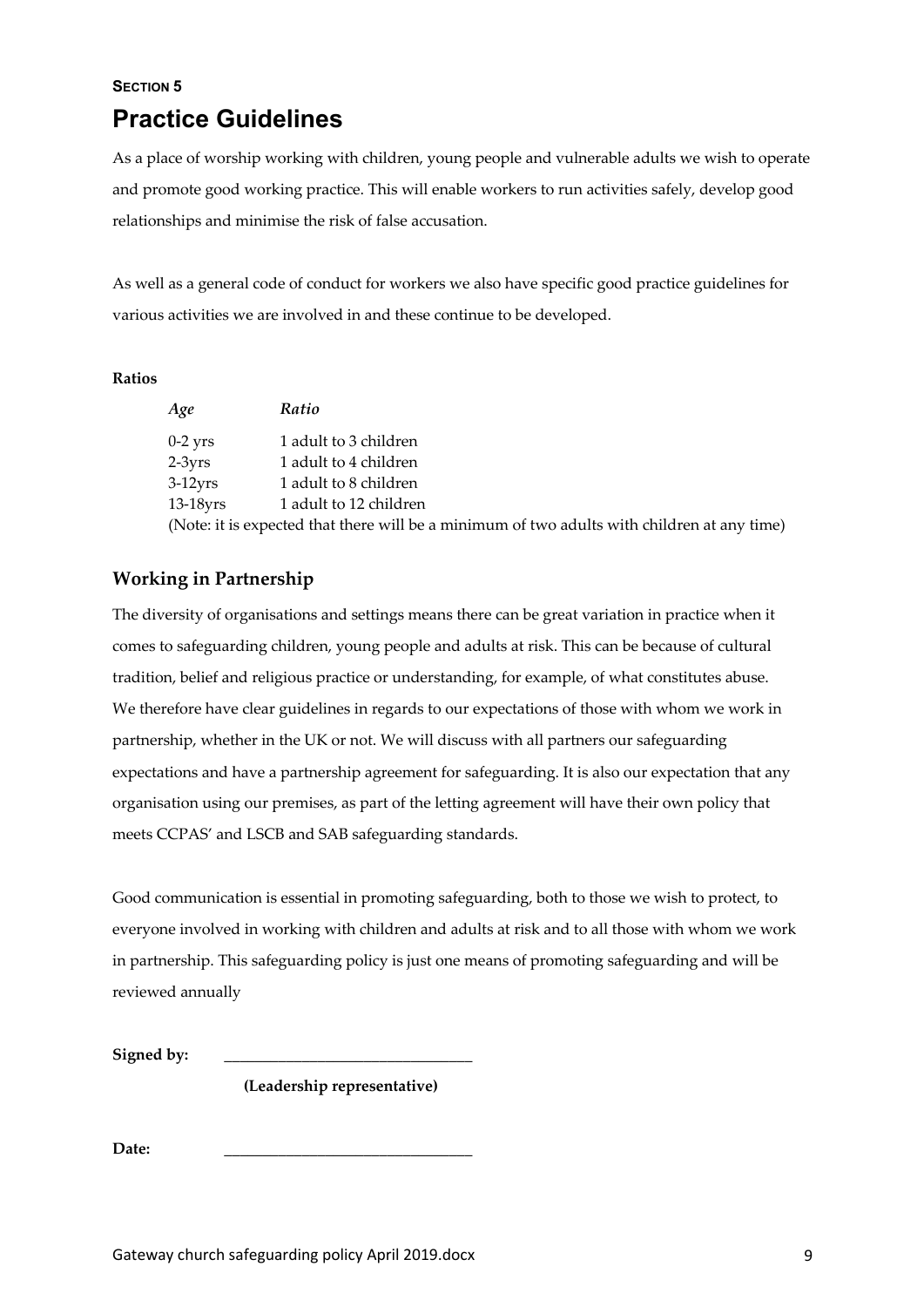**SECTION 5**

# Practice Guidelines

As a place of worship working with children, young people and vulnerable adults we wish to operate and promote good working practice. This will enable workers to run activities safely, develop good relationships and minimise the risk of false accusation.

As well as a general code of conduct for workers we also have specific good practice guidelines for various activities we are involved in and these continue to be developed.

**Ratios**

| *Age* | *Ratio* |
|---|---|
| 0-2 yrs | 1 adult to 3 children |
| 2-3yrs | 1 adult to 4 children |
| 3-12yrs | 1 adult to 8 children |
| 13-18yrs | 1 adult to 12 children |

(Note: it is expected that there will be a minimum of two adults with children at any time)

## Working in Partnership

The diversity of organisations and settings means there can be great variation in practice when it comes to safeguarding children, young people and adults at risk. This can be because of cultural tradition, belief and religious practice or understanding, for example, of what constitutes abuse. We therefore have clear guidelines in regards to our expectations of those with whom we work in partnership, whether in the UK or not. We will discuss with all partners our safeguarding expectations and have a partnership agreement for safeguarding. It is also our expectation that any organisation using our premises, as part of the letting agreement will have their own policy that meets CCPAS' and LSCB and SAB safeguarding standards.

Good communication is essential in promoting safeguarding, both to those we wish to protect, to everyone involved in working with children and adults at risk and to all those with whom we work in partnership. This safeguarding policy is just one means of promoting safeguarding and will be reviewed annually

**Signed by:** _______________________________

**(Leadership representative)**

**Date:** _______________________________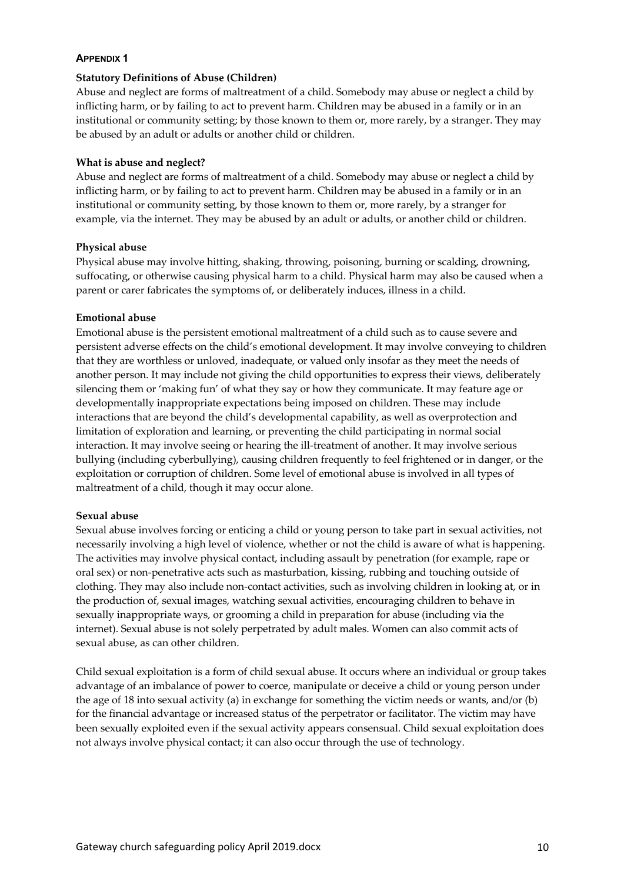#### APPENDIX 1

**Statutory Definitions of Abuse (Children)**

Abuse and neglect are forms of maltreatment of a child. Somebody may abuse or neglect a child by inflicting harm, or by failing to act to prevent harm. Children may be abused in a family or in an institutional or community setting; by those known to them or, more rarely, by a stranger. They may be abused by an adult or adults or another child or children.

**What is abuse and neglect?**

Abuse and neglect are forms of maltreatment of a child. Somebody may abuse or neglect a child by inflicting harm, or by failing to act to prevent harm. Children may be abused in a family or in an institutional or community setting, by those known to them or, more rarely, by a stranger for example, via the internet. They may be abused by an adult or adults, or another child or children.

**Physical abuse**

Physical abuse may involve hitting, shaking, throwing, poisoning, burning or scalding, drowning, suffocating, or otherwise causing physical harm to a child. Physical harm may also be caused when a parent or carer fabricates the symptoms of, or deliberately induces, illness in a child.

**Emotional abuse**

Emotional abuse is the persistent emotional maltreatment of a child such as to cause severe and persistent adverse effects on the child's emotional development. It may involve conveying to children that they are worthless or unloved, inadequate, or valued only insofar as they meet the needs of another person. It may include not giving the child opportunities to express their views, deliberately silencing them or 'making fun' of what they say or how they communicate. It may feature age or developmentally inappropriate expectations being imposed on children. These may include interactions that are beyond the child's developmental capability, as well as overprotection and limitation of exploration and learning, or preventing the child participating in normal social interaction. It may involve seeing or hearing the ill-treatment of another. It may involve serious bullying (including cyberbullying), causing children frequently to feel frightened or in danger, or the exploitation or corruption of children. Some level of emotional abuse is involved in all types of maltreatment of a child, though it may occur alone.

**Sexual abuse**

Sexual abuse involves forcing or enticing a child or young person to take part in sexual activities, not necessarily involving a high level of violence, whether or not the child is aware of what is happening. The activities may involve physical contact, including assault by penetration (for example, rape or oral sex) or non-penetrative acts such as masturbation, kissing, rubbing and touching outside of clothing. They may also include non-contact activities, such as involving children in looking at, or in the production of, sexual images, watching sexual activities, encouraging children to behave in sexually inappropriate ways, or grooming a child in preparation for abuse (including via the internet). Sexual abuse is not solely perpetrated by adult males. Women can also commit acts of sexual abuse, as can other children.

Child sexual exploitation is a form of child sexual abuse. It occurs where an individual or group takes advantage of an imbalance of power to coerce, manipulate or deceive a child or young person under the age of 18 into sexual activity (a) in exchange for something the victim needs or wants, and/or (b) for the financial advantage or increased status of the perpetrator or facilitator. The victim may have been sexually exploited even if the sexual activity appears consensual. Child sexual exploitation does not always involve physical contact; it can also occur through the use of technology.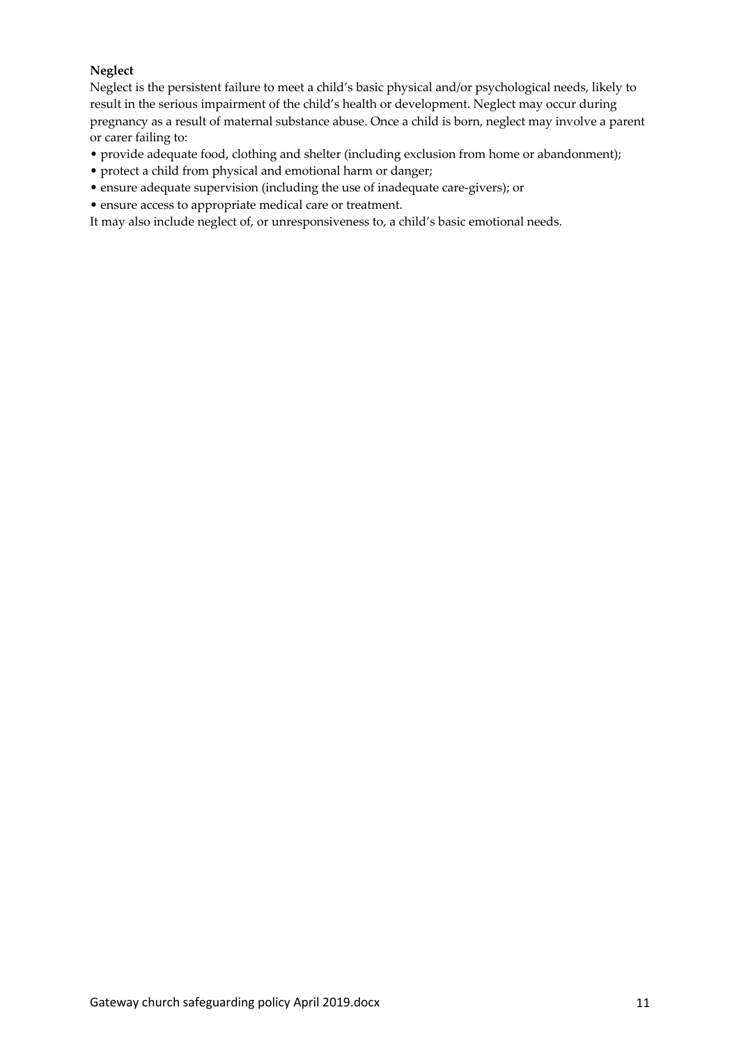**Neglect**

Neglect is the persistent failure to meet a child's basic physical and/or psychological needs, likely to result in the serious impairment of the child's health or development. Neglect may occur during pregnancy as a result of maternal substance abuse. Once a child is born, neglect may involve a parent or carer failing to:

- provide adequate food, clothing and shelter (including exclusion from home or abandonment);
- protect a child from physical and emotional harm or danger;
- ensure adequate supervision (including the use of inadequate care-givers); or
- ensure access to appropriate medical care or treatment.

It may also include neglect of, or unresponsiveness to, a child's basic emotional needs.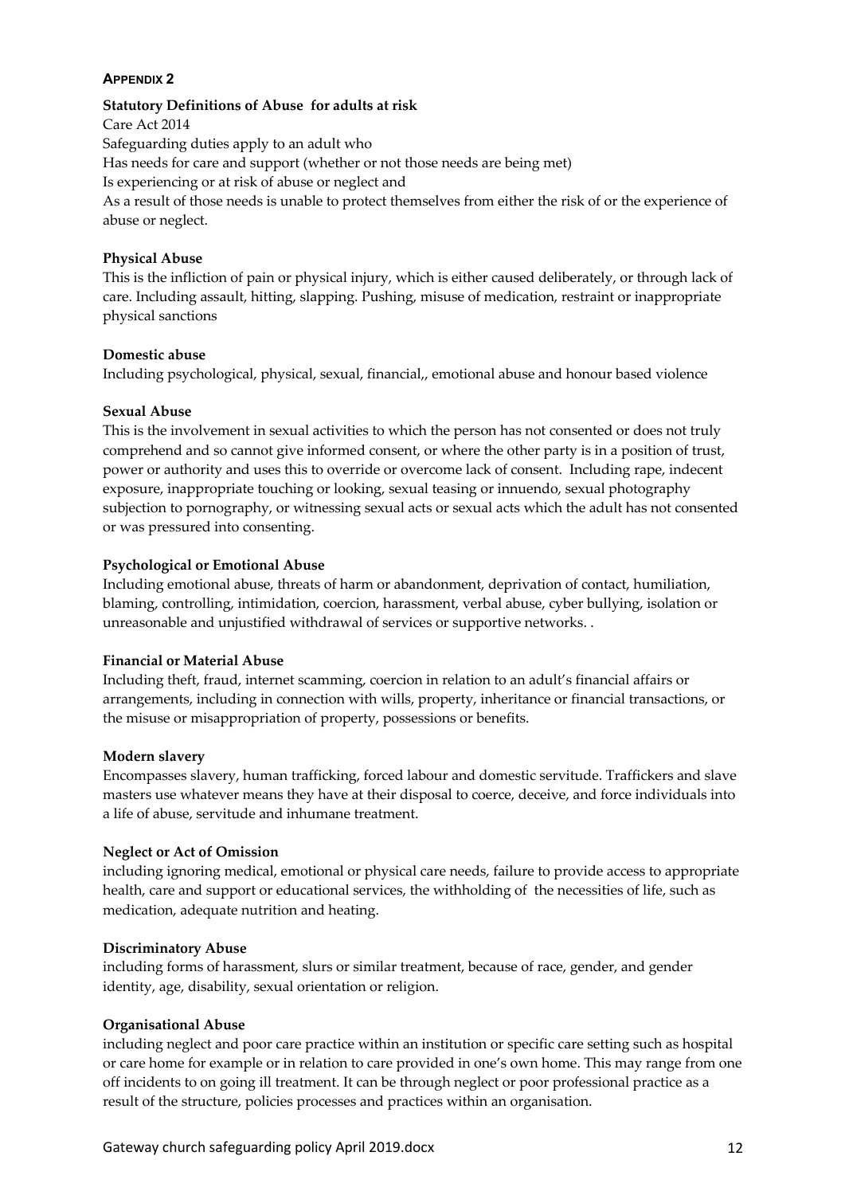**APPENDIX 2**

**Statutory Definitions of Abuse for adults at risk**

Care Act 2014

Safeguarding duties apply to an adult who

Has needs for care and support (whether or not those needs are being met)

Is experiencing or at risk of abuse or neglect and

As a result of those needs is unable to protect themselves from either the risk of or the experience of abuse or neglect.

**Physical Abuse**

This is the infliction of pain or physical injury, which is either caused deliberately, or through lack of care. Including assault, hitting, slapping. Pushing, misuse of medication, restraint or inappropriate physical sanctions

**Domestic abuse**

Including psychological, physical, sexual, financial,, emotional abuse and honour based violence

**Sexual Abuse**

This is the involvement in sexual activities to which the person has not consented or does not truly comprehend and so cannot give informed consent, or where the other party is in a position of trust, power or authority and uses this to override or overcome lack of consent. Including rape, indecent exposure, inappropriate touching or looking, sexual teasing or innuendo, sexual photography subjection to pornography, or witnessing sexual acts or sexual acts which the adult has not consented or was pressured into consenting.

**Psychological or Emotional Abuse**

Including emotional abuse, threats of harm or abandonment, deprivation of contact, humiliation, blaming, controlling, intimidation, coercion, harassment, verbal abuse, cyber bullying, isolation or unreasonable and unjustified withdrawal of services or supportive networks. .

**Financial or Material Abuse**

Including theft, fraud, internet scamming, coercion in relation to an adult's financial affairs or arrangements, including in connection with wills, property, inheritance or financial transactions, or the misuse or misappropriation of property, possessions or benefits.

**Modern slavery**

Encompasses slavery, human trafficking, forced labour and domestic servitude. Traffickers and slave masters use whatever means they have at their disposal to coerce, deceive, and force individuals into a life of abuse, servitude and inhumane treatment.

**Neglect or Act of Omission**

including ignoring medical, emotional or physical care needs, failure to provide access to appropriate health, care and support or educational services, the withholding of the necessities of life, such as medication, adequate nutrition and heating.

**Discriminatory Abuse**

including forms of harassment, slurs or similar treatment, because of race, gender, and gender identity, age, disability, sexual orientation or religion.

**Organisational Abuse**

including neglect and poor care practice within an institution or specific care setting such as hospital or care home for example or in relation to care provided in one's own home. This may range from one off incidents to on going ill treatment. It can be through neglect or poor professional practice as a result of the structure, policies processes and practices within an organisation.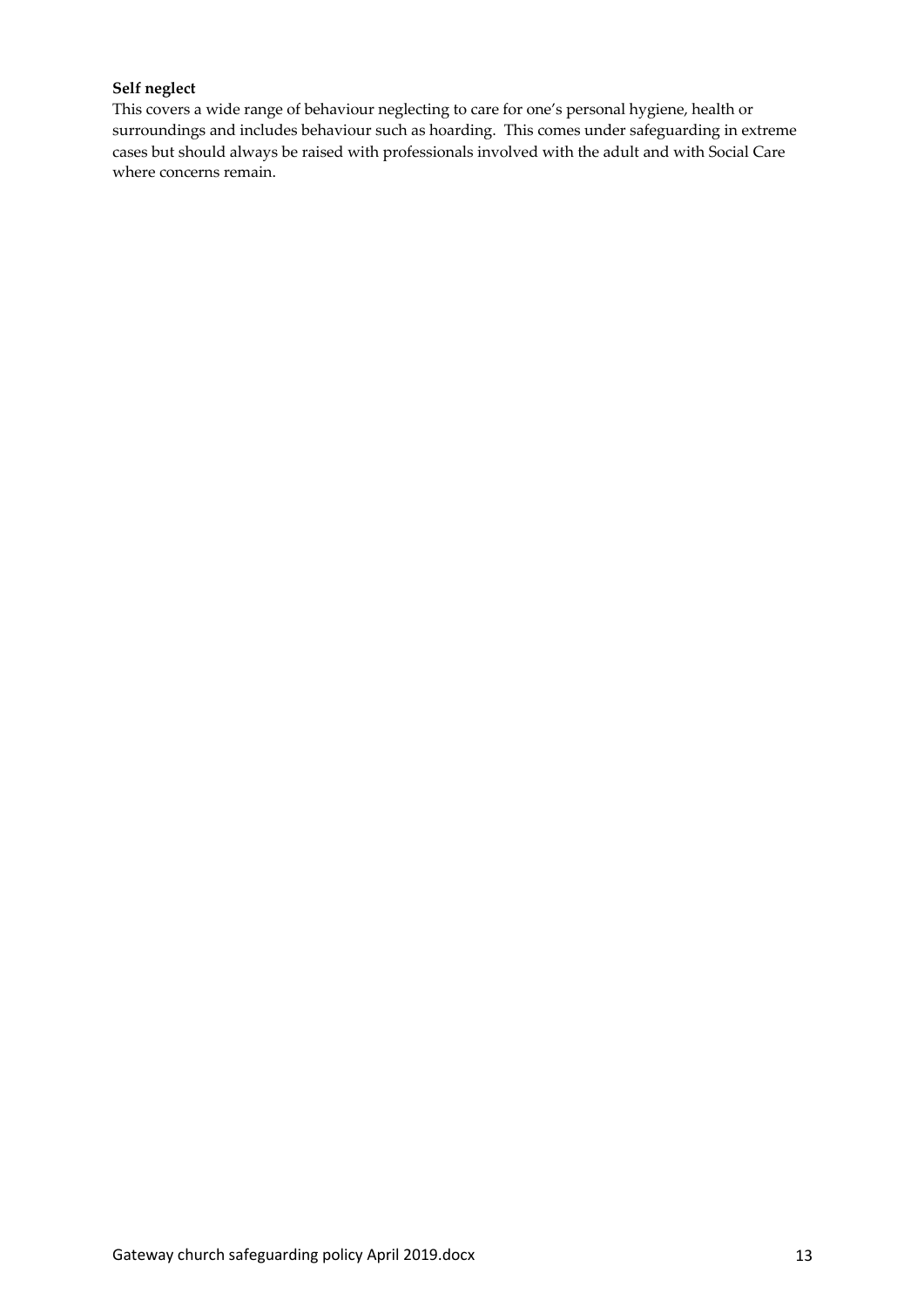**Self neglect**

This covers a wide range of behaviour neglecting to care for one's personal hygiene, health or surroundings and includes behaviour such as hoarding. This comes under safeguarding in extreme cases but should always be raised with professionals involved with the adult and with Social Care where concerns remain.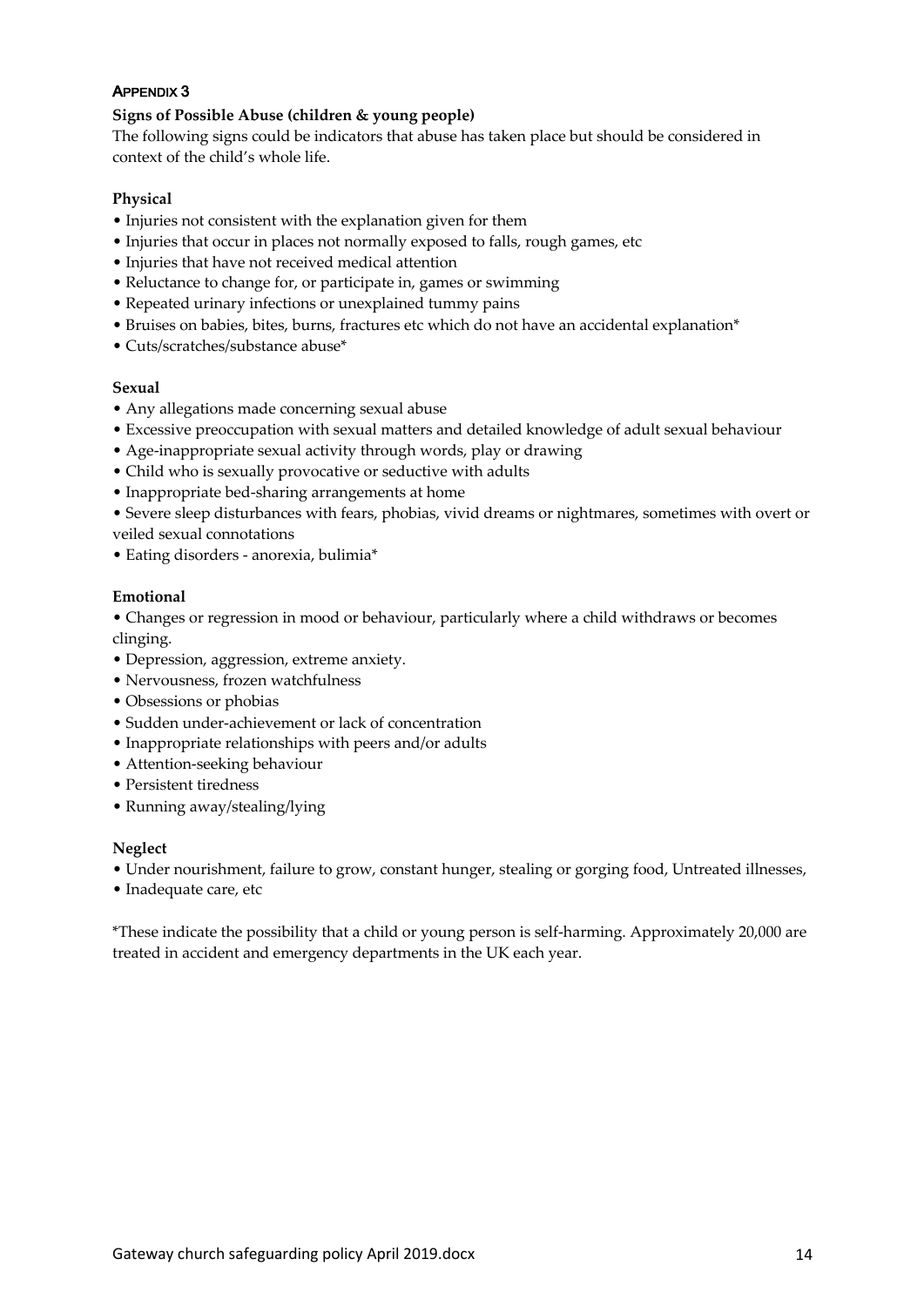## APPENDIX 3

**Signs of Possible Abuse (children & young people)**

The following signs could be indicators that abuse has taken place but should be considered in context of the child's whole life.

**Physical**

- Injuries not consistent with the explanation given for them
- Injuries that occur in places not normally exposed to falls, rough games, etc
- Injuries that have not received medical attention
- Reluctance to change for, or participate in, games or swimming
- Repeated urinary infections or unexplained tummy pains
- Bruises on babies, bites, burns, fractures etc which do not have an accidental explanation*
- Cuts/scratches/substance abuse*

**Sexual**

- Any allegations made concerning sexual abuse
- Excessive preoccupation with sexual matters and detailed knowledge of adult sexual behaviour
- Age-inappropriate sexual activity through words, play or drawing
- Child who is sexually provocative or seductive with adults
- Inappropriate bed-sharing arrangements at home
- Severe sleep disturbances with fears, phobias, vivid dreams or nightmares, sometimes with overt or veiled sexual connotations
- Eating disorders - anorexia, bulimia*

**Emotional**

- Changes or regression in mood or behaviour, particularly where a child withdraws or becomes clinging.
- Depression, aggression, extreme anxiety.
- Nervousness, frozen watchfulness
- Obsessions or phobias
- Sudden under-achievement or lack of concentration
- Inappropriate relationships with peers and/or adults
- Attention-seeking behaviour
- Persistent tiredness
- Running away/stealing/lying

**Neglect**

- Under nourishment, failure to grow, constant hunger, stealing or gorging food, Untreated illnesses,
- Inadequate care, etc

*These indicate the possibility that a child or young person is self-harming. Approximately 20,000 are treated in accident and emergency departments in the UK each year.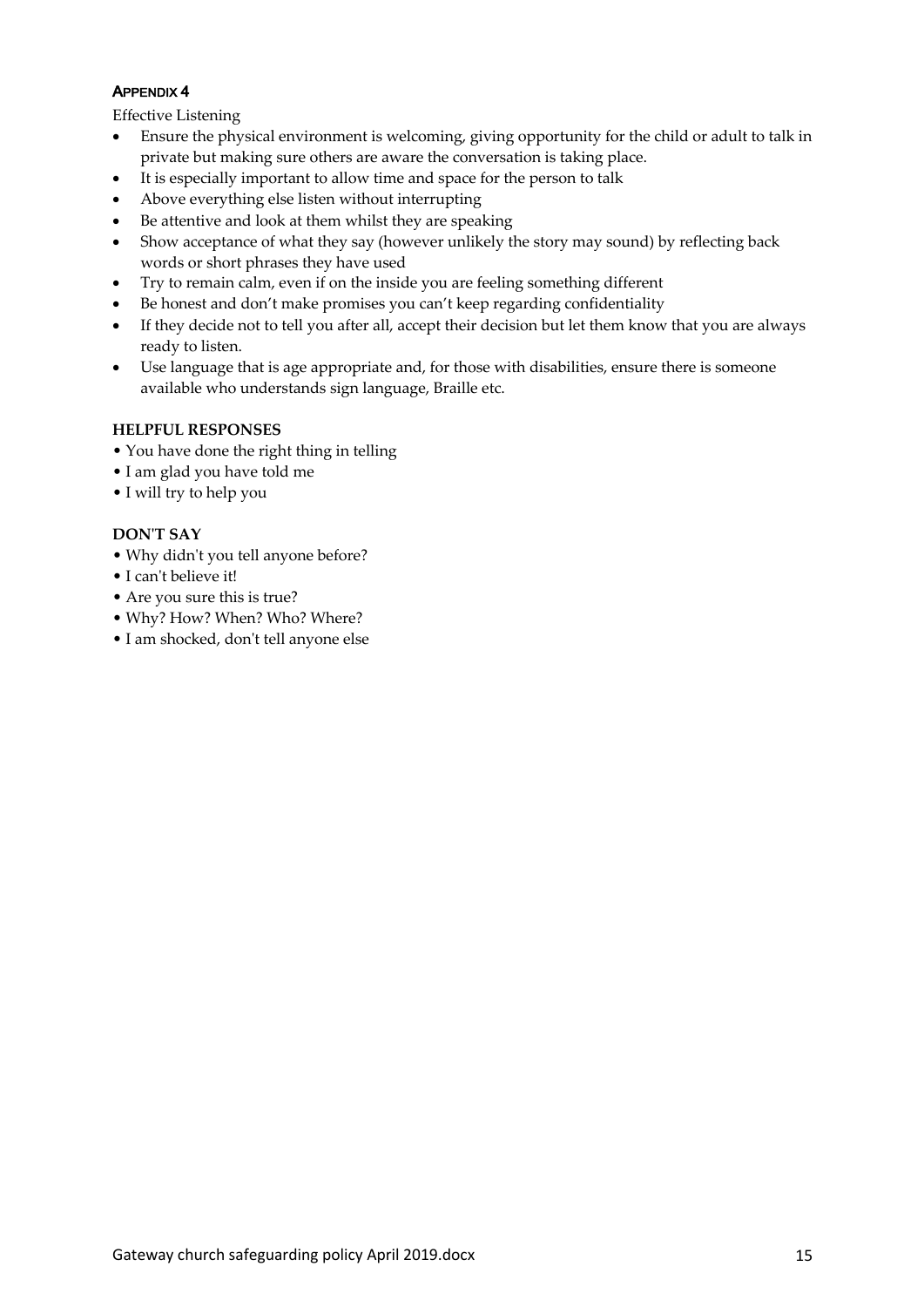## APPENDIX 4

Effective Listening

- Ensure the physical environment is welcoming, giving opportunity for the child or adult to talk in private but making sure others are aware the conversation is taking place.
- It is especially important to allow time and space for the person to talk
- Above everything else listen without interrupting
- Be attentive and look at them whilst they are speaking
- Show acceptance of what they say (however unlikely the story may sound) by reflecting back words or short phrases they have used
- Try to remain calm, even if on the inside you are feeling something different
- Be honest and don't make promises you can't keep regarding confidentiality
- If they decide not to tell you after all, accept their decision but let them know that you are always ready to listen.
- Use language that is age appropriate and, for those with disabilities, ensure there is someone available who understands sign language, Braille etc.

**HELPFUL RESPONSES**

- You have done the right thing in telling
- I am glad you have told me
- I will try to help you

**DON'T SAY**

- Why didn't you tell anyone before?
- I can't believe it!
- Are you sure this is true?
- Why? How? When? Who? Where?
- I am shocked, don't tell anyone else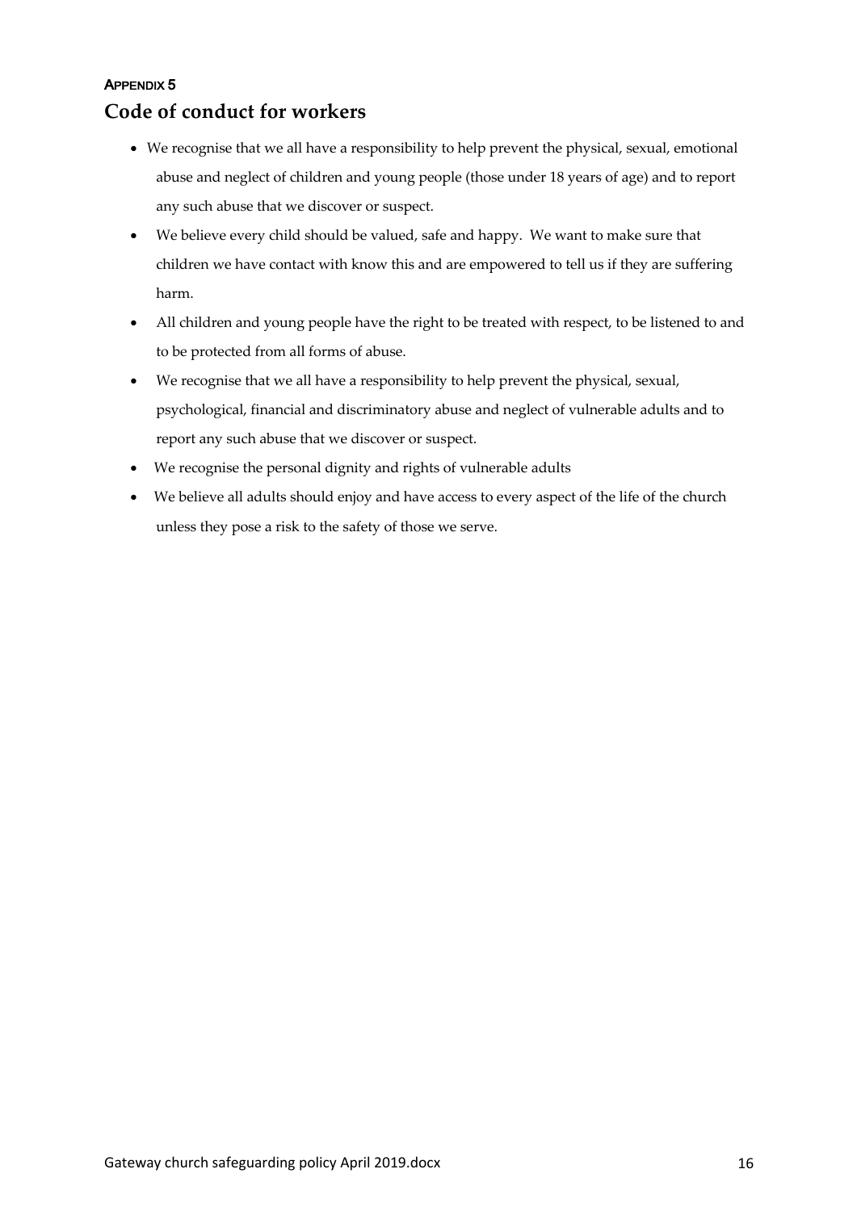APPENDIX 5

## Code of conduct for workers

- We recognise that we all have a responsibility to help prevent the physical, sexual, emotional abuse and neglect of children and young people (those under 18 years of age) and to report any such abuse that we discover or suspect.
- We believe every child should be valued, safe and happy. We want to make sure that children we have contact with know this and are empowered to tell us if they are suffering harm.
- All children and young people have the right to be treated with respect, to be listened to and to be protected from all forms of abuse.
- We recognise that we all have a responsibility to help prevent the physical, sexual, psychological, financial and discriminatory abuse and neglect of vulnerable adults and to report any such abuse that we discover or suspect.
- We recognise the personal dignity and rights of vulnerable adults
- We believe all adults should enjoy and have access to every aspect of the life of the church unless they pose a risk to the safety of those we serve.